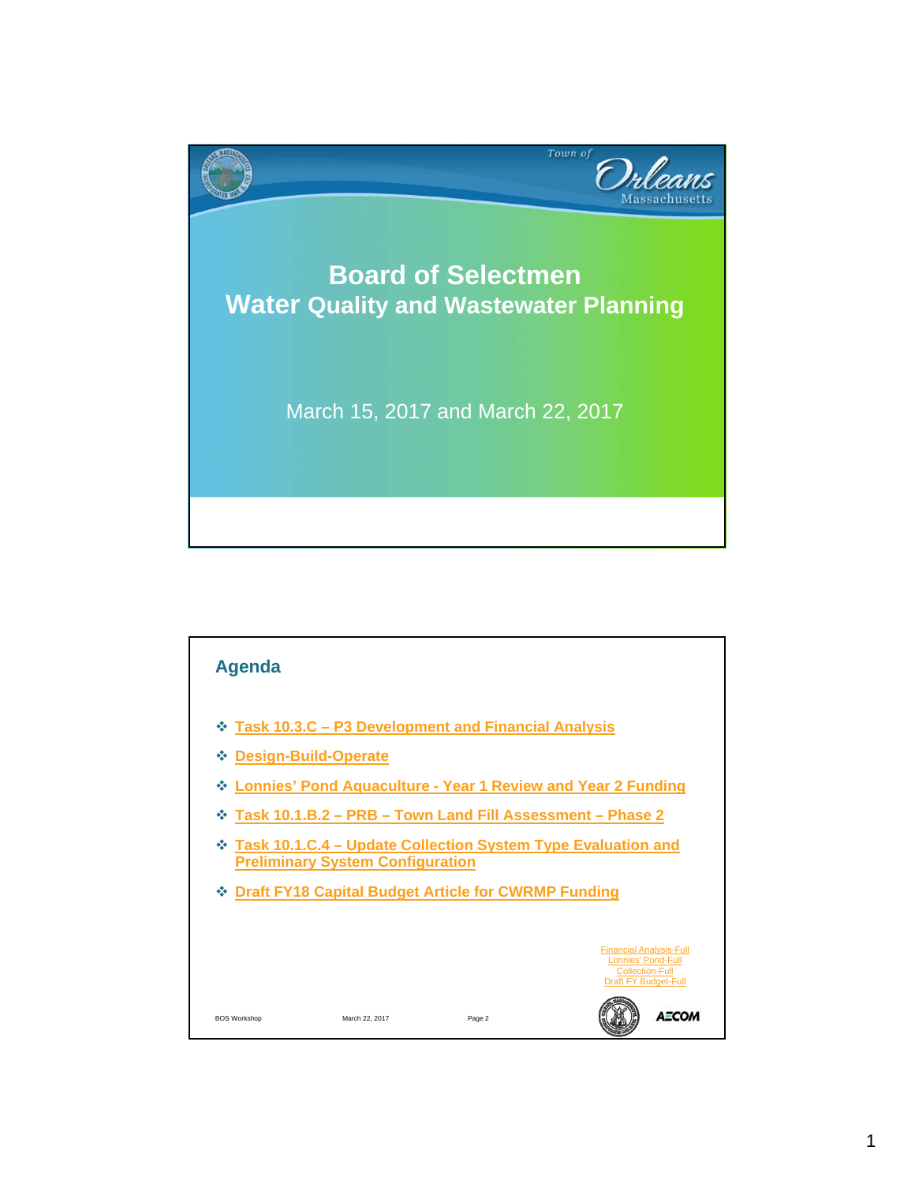Town of Orleans Massachusetts

# Board of Selectmen
## Water Quality and Wastewater Planning

March 15, 2017 and March 22, 2017

## Agenda

- Task 10.3.C – P3 Development and Financial Analysis
- Design-Build-Operate
- Lonnies' Pond Aquaculture - Year 1 Review and Year 2 Funding
- Task 10.1.B.2 – PRB – Town Land Fill Assessment – Phase 2
- Task 10.1.C.4 – Update Collection System Type Evaluation and Preliminary System Configuration
- Draft FY18 Capital Budget Article for CWRMP Funding

Financial Analysis-Full
Lonnies' Pond-Full
Collection-Full
Draft FY Budget-Full

BOS Workshop | March 22, 2017 | Page 2

AECOM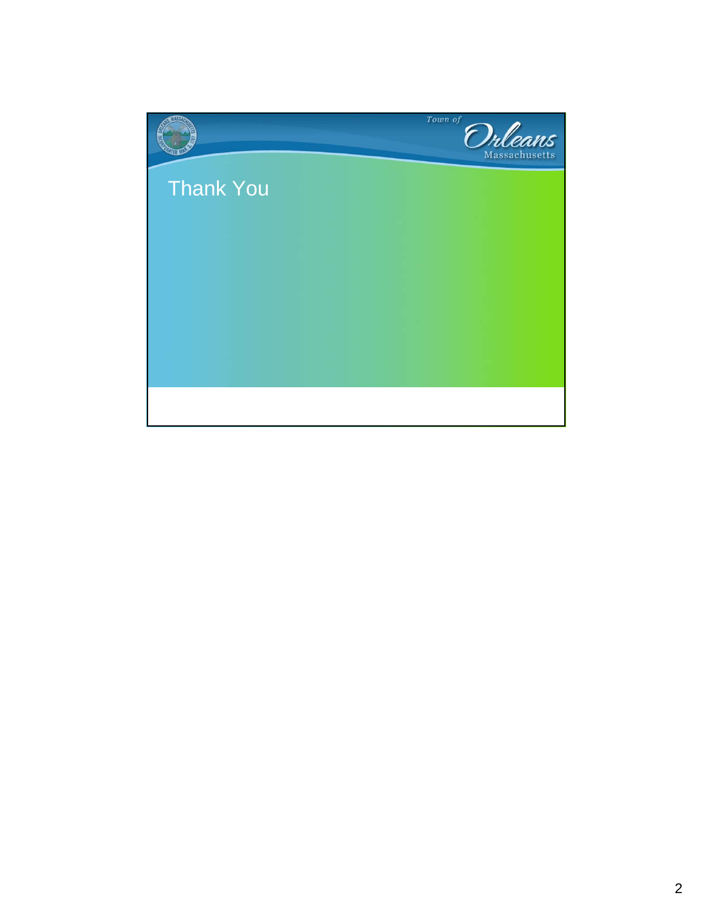Town of Orleans Massachusetts

## Thank You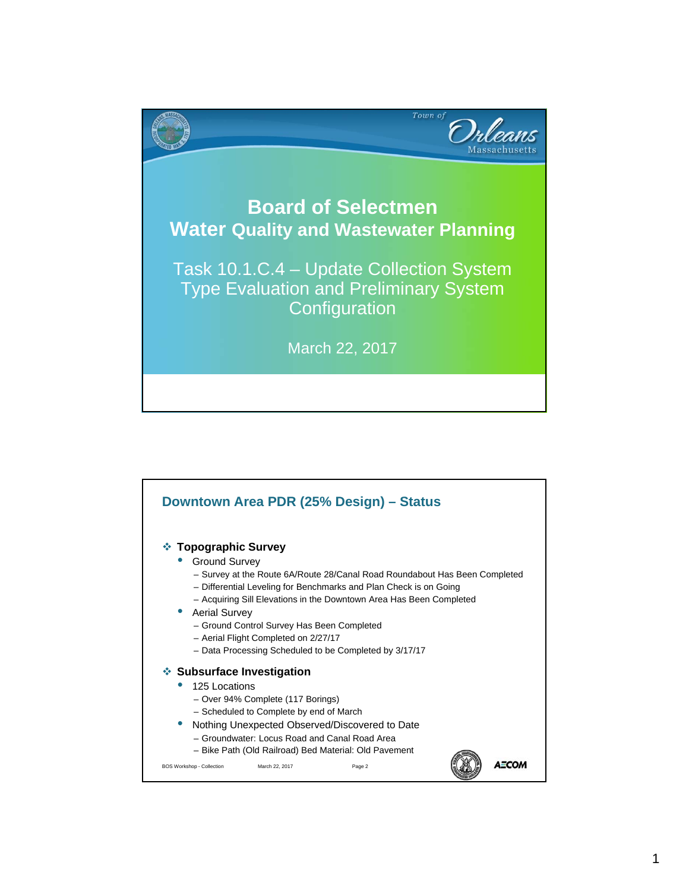# Board of Selectmen
## Water Quality and Wastewater Planning

Task 10.1.C.4 – Update Collection System Type Evaluation and Preliminary System Configuration

March 22, 2017

## Downtown Area PDR (25% Design) – Status

- **Topographic Survey**
  - Ground Survey
    - Survey at the Route 6A/Route 28/Canal Road Roundabout Has Been Completed
    - Differential Leveling for Benchmarks and Plan Check is on Going
    - Acquiring Sill Elevations in the Downtown Area Has Been Completed
  - Aerial Survey
    - Ground Control Survey Has Been Completed
    - Aerial Flight Completed on 2/27/17
    - Data Processing Scheduled to be Completed by 3/17/17
- **Subsurface Investigation**
  - 125 Locations
    - Over 94% Complete (117 Borings)
    - Scheduled to Complete by end of March
  - Nothing Unexpected Observed/Discovered to Date
    - Groundwater: Locus Road and Canal Road Area
    - Bike Path (Old Railroad) Bed Material: Old Pavement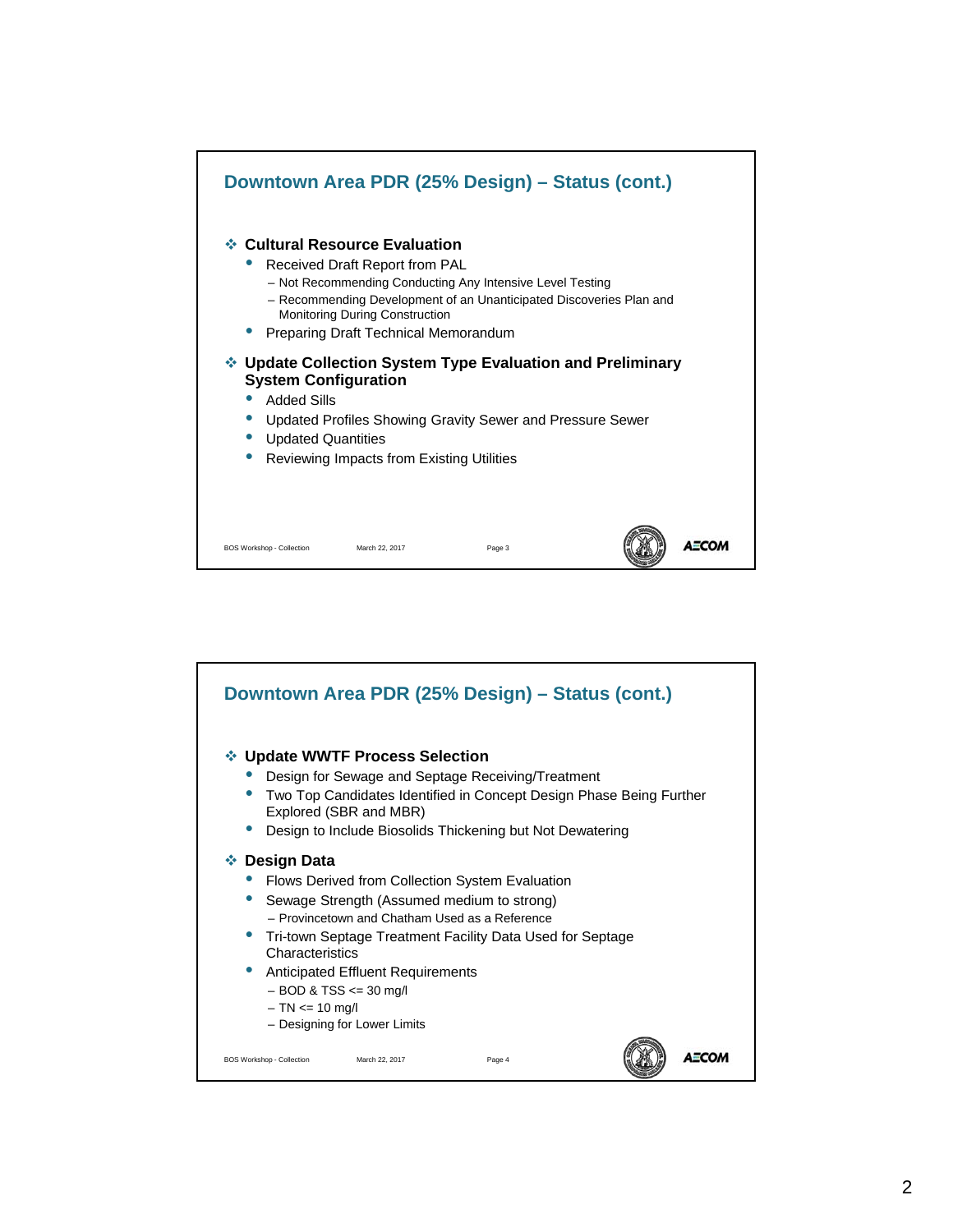## Downtown Area PDR (25% Design) – Status (cont.)

- **Cultural Resource Evaluation**
  - Received Draft Report from PAL
    - Not Recommending Conducting Any Intensive Level Testing
    - Recommending Development of an Unanticipated Discoveries Plan and Monitoring During Construction
  - Preparing Draft Technical Memorandum
- **Update Collection System Type Evaluation and Preliminary System Configuration**
  - Added Sills
  - Updated Profiles Showing Gravity Sewer and Pressure Sewer
  - Updated Quantities
  - Reviewing Impacts from Existing Utilities

BOS Workshop - Collection | March 22, 2017 | Page 3

## Downtown Area PDR (25% Design) – Status (cont.)

- **Update WWTF Process Selection**
  - Design for Sewage and Septage Receiving/Treatment
  - Two Top Candidates Identified in Concept Design Phase Being Further Explored (SBR and MBR)
  - Design to Include Biosolids Thickening but Not Dewatering
- **Design Data**
  - Flows Derived from Collection System Evaluation
  - Sewage Strength (Assumed medium to strong)
    - Provincetown and Chatham Used as a Reference
  - Tri-town Septage Treatment Facility Data Used for Septage Characteristics
  - Anticipated Effluent Requirements
    - BOD & TSS <= 30 mg/l
    - TN <= 10 mg/l
    - Designing for Lower Limits

BOS Workshop - Collection | March 22, 2017 | Page 4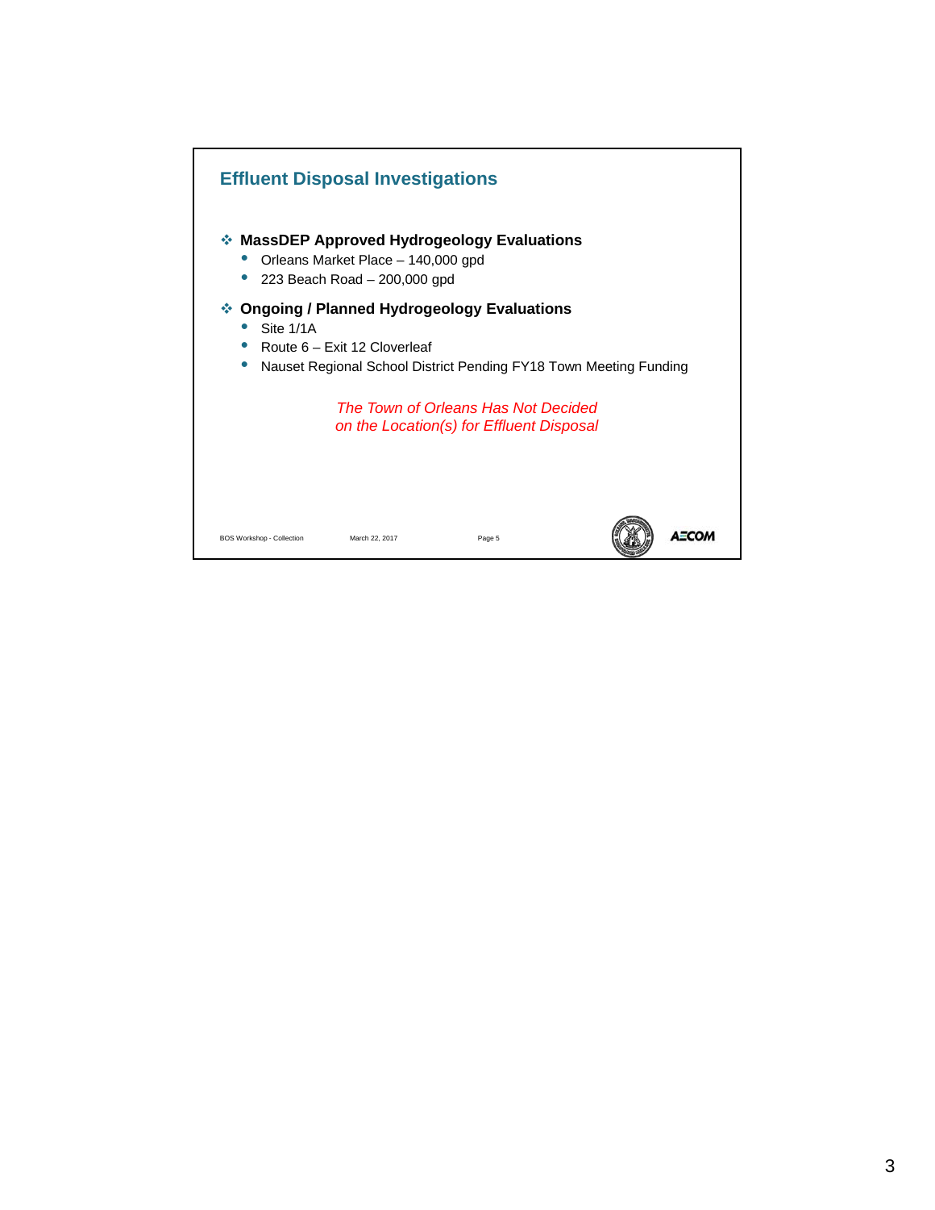## Effluent Disposal Investigations

- **MassDEP Approved Hydrogeology Evaluations**
  - Orleans Market Place – 140,000 gpd
  - 223 Beach Road – 200,000 gpd
- **Ongoing / Planned Hydrogeology Evaluations**
  - Site 1/1A
  - Route 6 – Exit 12 Cloverleaf
  - Nauset Regional School District Pending FY18 Town Meeting Funding

*The Town of Orleans Has Not Decided on the Location(s) for Effluent Disposal*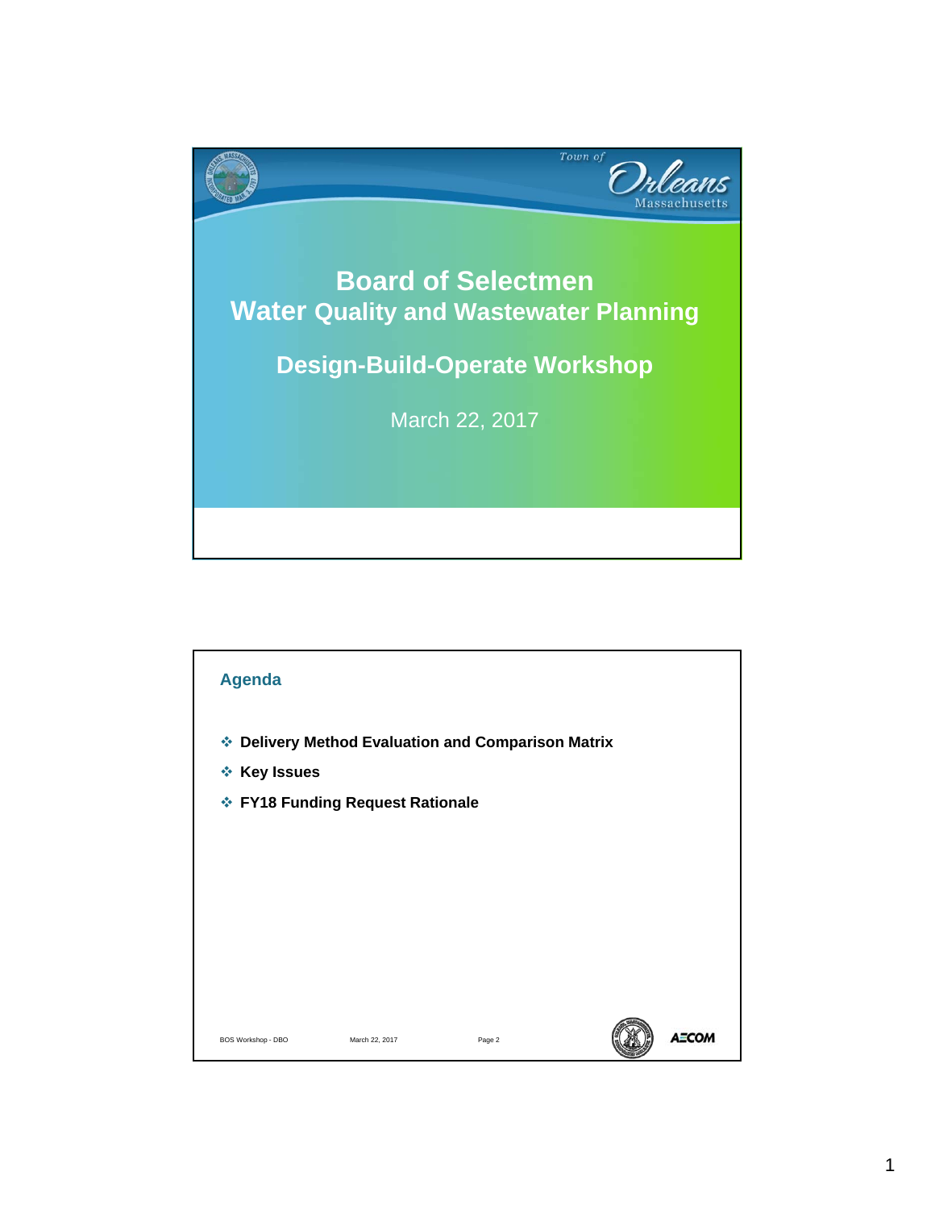# Board of Selectmen
## Water Quality and Wastewater Planning

## Design-Build-Operate Workshop

March 22, 2017

---

## Agenda

- Delivery Method Evaluation and Comparison Matrix
- Key Issues
- FY18 Funding Request Rationale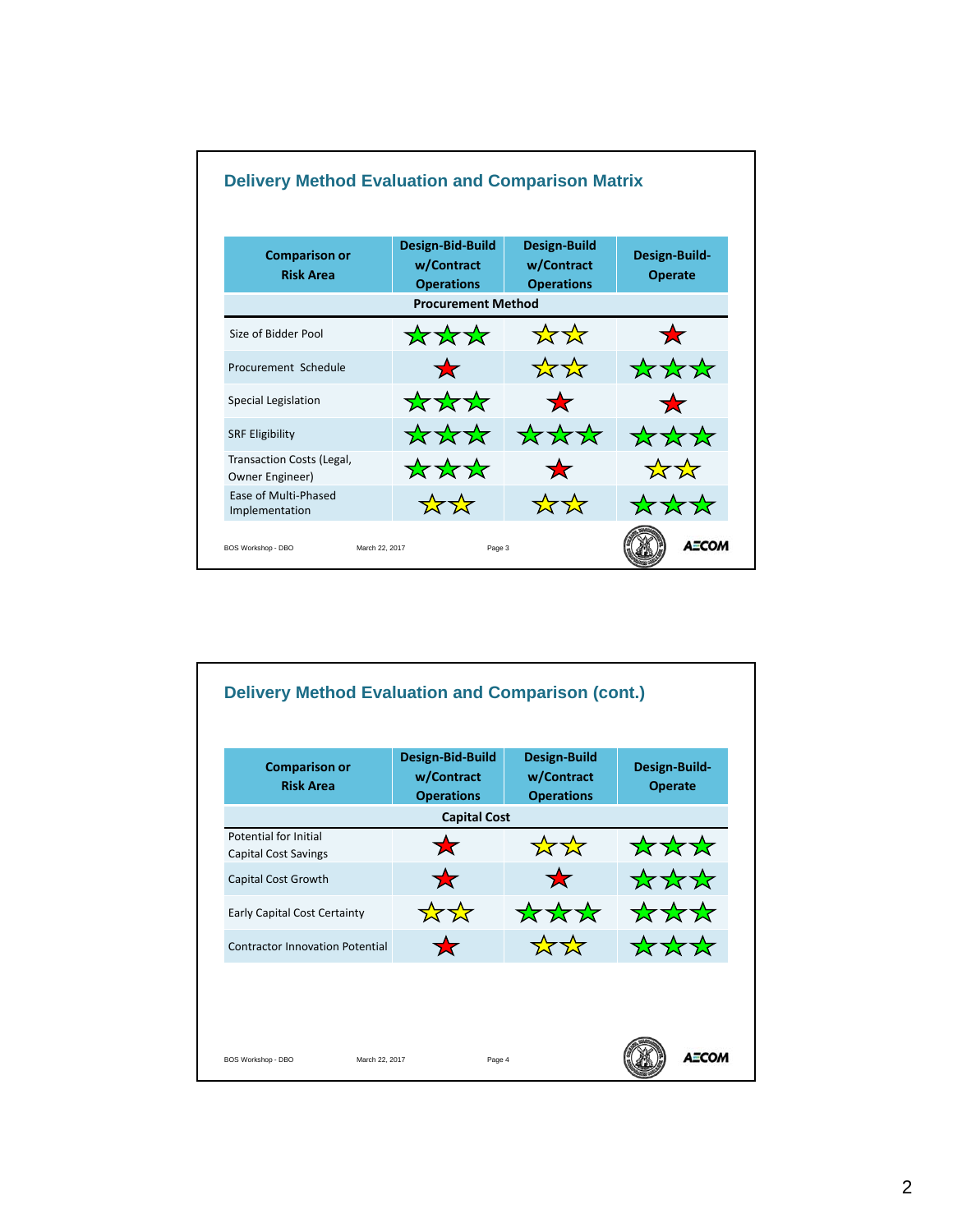## Delivery Method Evaluation and Comparison Matrix

| Comparison or Risk Area | Design-Bid-Build w/Contract Operations | Design-Build w/Contract Operations | Design-Build-Operate |
|---|---|---|---|
| **Procurement Method** | | | |
| Size of Bidder Pool | ★★★ (green) | ★★ (yellow) | ★ (red) |
| Procurement Schedule | ★ (red) | ★★ (yellow) | ★★★ (green) |
| Special Legislation | ★★★ (green) | ★ (red) | ★ (red) |
| SRF Eligibility | ★★★ (green) | ★★★ (green) | ★★★ (green) |
| Transaction Costs (Legal, Owner Engineer) | ★★★ (green) | ★ (red) | ★★ (yellow) |
| Ease of Multi-Phased Implementation | ★★ (yellow) | ★★ (yellow) | ★★★ (green) |

BOS Workshop - DBO March 22, 2017 Page 3

## Delivery Method Evaluation and Comparison (cont.)

| Comparison or Risk Area | Design-Bid-Build w/Contract Operations | Design-Build w/Contract Operations | Design-Build-Operate |
|---|---|---|---|
| **Capital Cost** | | | |
| Potential for Initial Capital Cost Savings | ★ (red) | ★★ (yellow) | ★★★ (green) |
| Capital Cost Growth | ★ (red) | ★ (red) | ★★★ (green) |
| Early Capital Cost Certainty | ★★ (yellow) | ★★★ (green) | ★★★ (green) |
| Contractor Innovation Potential | ★ (red) | ★★ (yellow) | ★★★ (green) |

BOS Workshop - DBO March 22, 2017 Page 4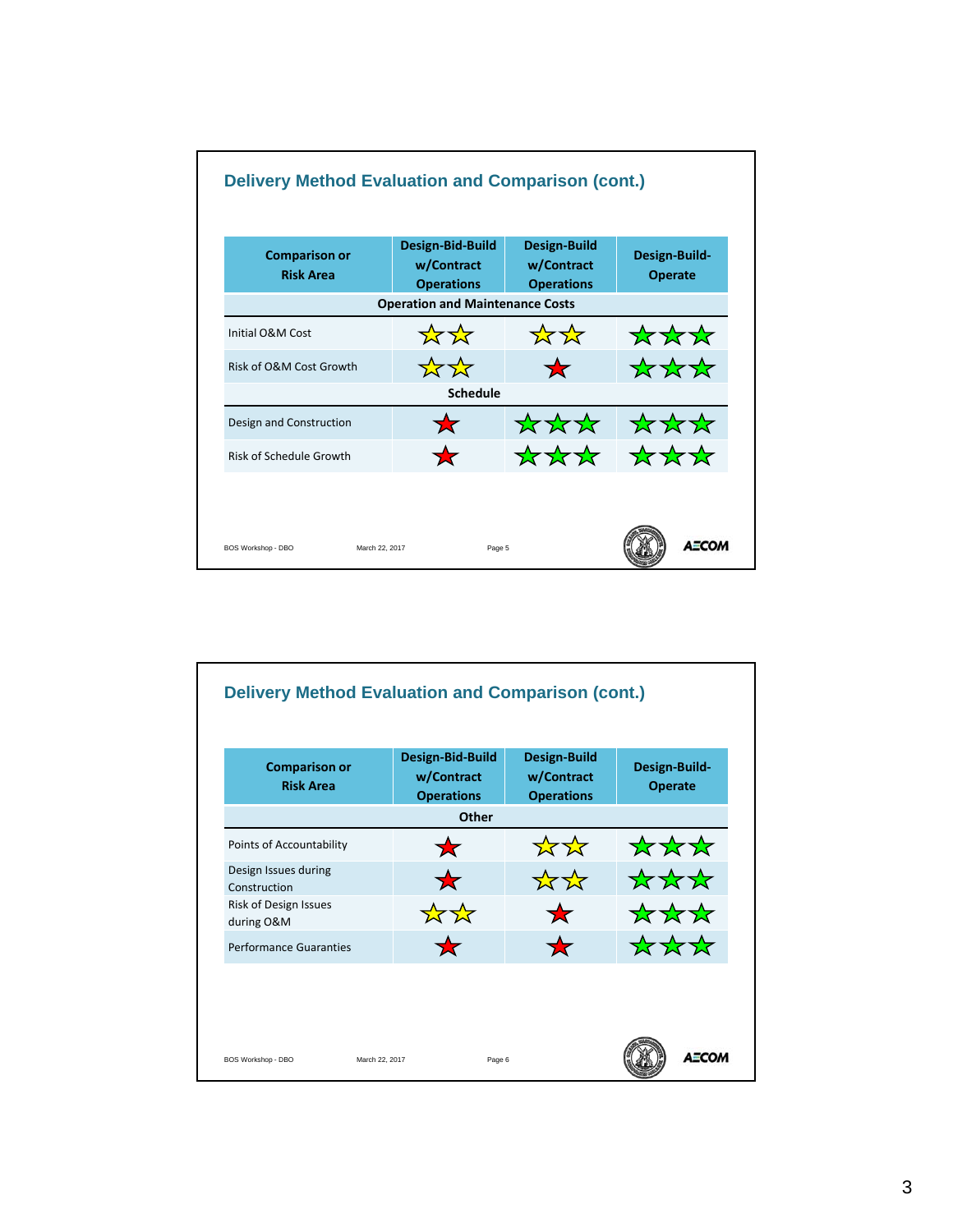## Delivery Method Evaluation and Comparison (cont.)

| Comparison or Risk Area | Design-Bid-Build w/Contract Operations | Design-Build w/Contract Operations | Design-Build-Operate |
|---|---|---|---|
| **Operation and Maintenance Costs** | | | |
| Initial O&M Cost | ☆☆ (yellow) | ☆☆ (yellow) | ☆☆☆ (green) |
| Risk of O&M Cost Growth | ☆☆ (yellow) | ☆ (red) | ☆☆☆ (green) |
| **Schedule** | | | |
| Design and Construction | ☆ (red) | ☆☆☆ (green) | ☆☆☆ (green) |
| Risk of Schedule Growth | ☆ (red) | ☆☆☆ (green) | ☆☆☆ (green) |

BOS Workshop - DBO    March 22, 2017    Page 5

## Delivery Method Evaluation and Comparison (cont.)

| Comparison or Risk Area | Design-Bid-Build w/Contract Operations | Design-Build w/Contract Operations | Design-Build-Operate |
|---|---|---|---|
| **Other** | | | |
| Points of Accountability | ☆ (red) | ☆☆ (yellow) | ☆☆☆ (green) |
| Design Issues during Construction | ☆ (red) | ☆☆ (yellow) | ☆☆☆ (green) |
| Risk of Design Issues during O&M | ☆☆ (yellow) | ☆ (red) | ☆☆☆ (green) |
| Performance Guarantees | ☆ (red) | ☆ (red) | ☆☆☆ (green) |

BOS Workshop - DBO    March 22, 2017    Page 6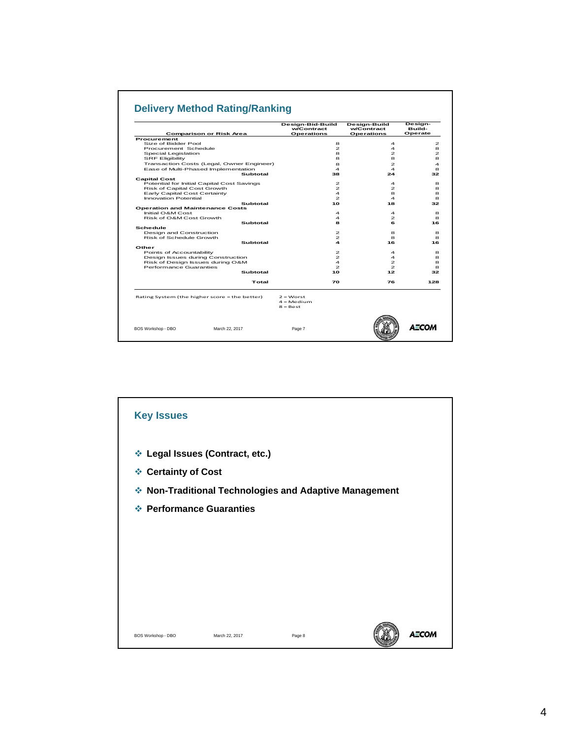## Delivery Method Rating/Ranking

| Comparison or Risk Area | Design-Bid-Build w/Contract Operations | Design-Build w/Contract Operations | Design-Build-Operate |
|---|---|---|---|
| **Procurement** | | | |
| Size of Bidder Pool | 8 | 4 | 2 |
| Procurement Schedule | 2 | 4 | 8 |
| Special Legislation | 8 | 2 | 2 |
| SRF Eligibility | 8 | 8 | 8 |
| Transaction Costs (Legal, Owner Engineer) | 8 | 2 | 4 |
| Ease of Multi-Phased Implementation | 4 | 4 | 8 |
| **Subtotal** | **38** | **24** | **32** |
| **Capital Cost** | | | |
| Potential for Initial Capital Cost Savings | 2 | 4 | 8 |
| Risk of Capital Cost Growth | 2 | 2 | 8 |
| Early Capital Cost Certainty | 4 | 8 | 8 |
| Innovation Potential | 2 | 4 | 8 |
| **Subtotal** | **10** | **18** | **32** |
| **Operation and Maintenance Costs** | | | |
| Initial O&M Cost | 4 | 4 | 8 |
| Risk of O&M Cost Growth | 4 | 2 | 8 |
| **Subtotal** | **8** | **6** | **16** |
| **Schedule** | | | |
| Design and Construction | 2 | 8 | 8 |
| Risk of Schedule Growth | 2 | 8 | 8 |
| **Subtotal** | **4** | **16** | **16** |
| **Other** | | | |
| Points of Accountability | 2 | 4 | 8 |
| Design Issues during Construction | 2 | 4 | 8 |
| Risk of Design Issues during O&M | 4 | 2 | 8 |
| Performance Guarantees | 2 | 2 | 8 |
| **Subtotal** | **10** | **12** | **32** |
| **Total** | **70** | **76** | **128** |

Rating System (the higher score = the better)
2 = Worst
4 = Medium
8 = Best

BOS Workshop - DBO March 22, 2017 Page 7

## Key Issues

- **Legal Issues (Contract, etc.)**
- **Certainty of Cost**
- **Non-Traditional Technologies and Adaptive Management**
- **Performance Guarantees**

BOS Workshop - DBO March 22, 2017 Page 8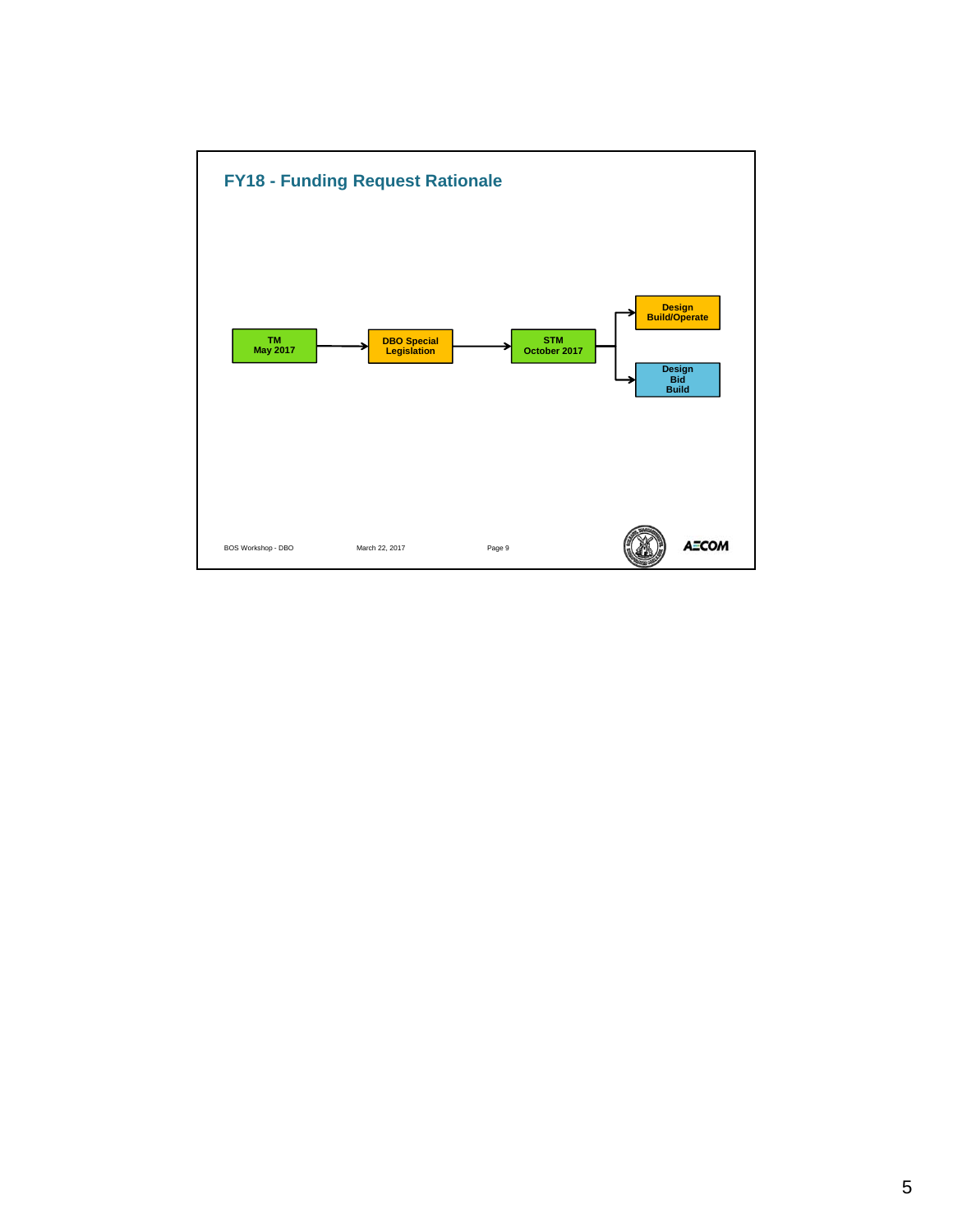## FY18 - Funding Request Rationale

TM May 2017 → DBO Special Legislation → STM October 2017 → Design Build/Operate

STM October 2017 → Design Bid Build

BOS Workshop - DBO　　March 22, 2017　　Page 9

AECOM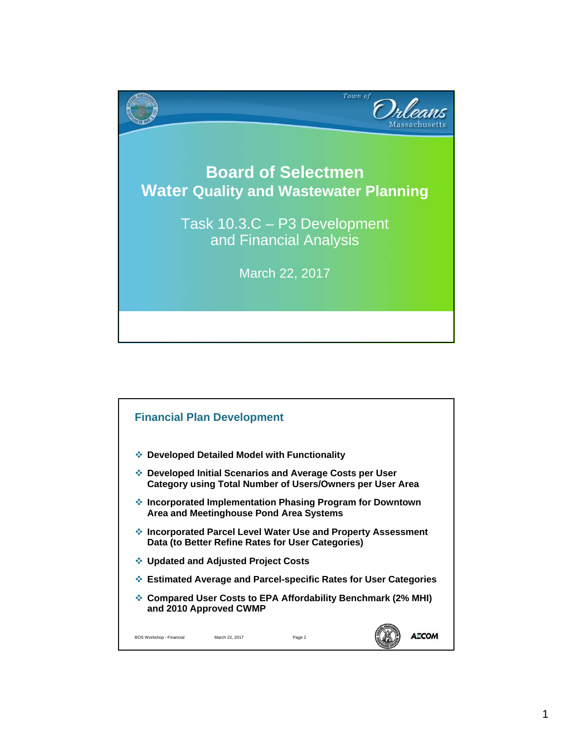# Board of Selectmen
## Water Quality and Wastewater Planning

Task 10.3.C – P3 Development and Financial Analysis

March 22, 2017

## Financial Plan Development

- Developed Detailed Model with Functionality
- Developed Initial Scenarios and Average Costs per User Category using Total Number of Users/Owners per User Area
- Incorporated Implementation Phasing Program for Downtown Area and Meetinghouse Pond Area Systems
- Incorporated Parcel Level Water Use and Property Assessment Data (to Better Refine Rates for User Categories)
- Updated and Adjusted Project Costs
- Estimated Average and Parcel-specific Rates for User Categories
- Compared User Costs to EPA Affordability Benchmark (2% MHI) and 2010 Approved CWMP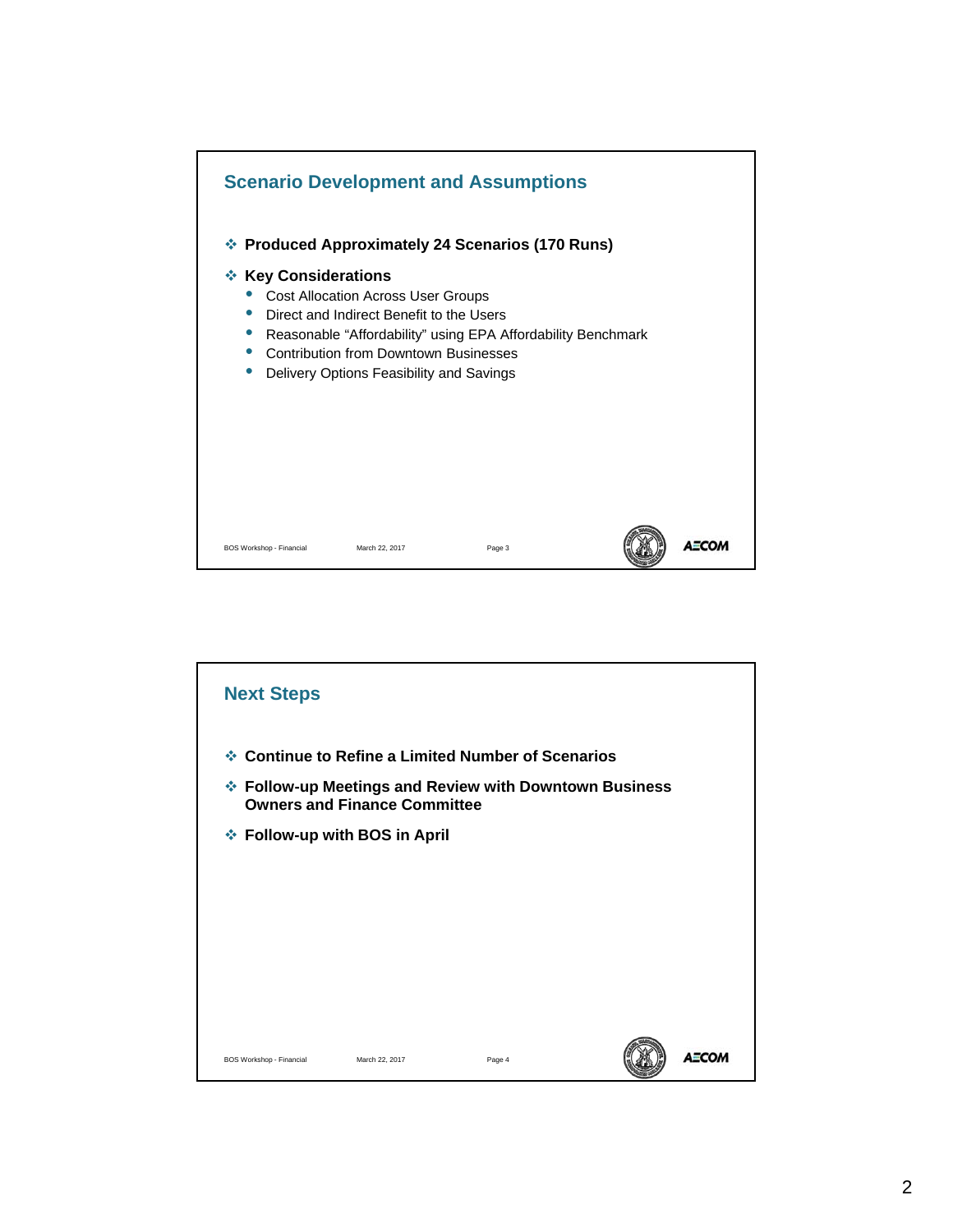## Scenario Development and Assumptions

- **Produced Approximately 24 Scenarios (170 Runs)**
- **Key Considerations**
  - Cost Allocation Across User Groups
  - Direct and Indirect Benefit to the Users
  - Reasonable "Affordability" using EPA Affordability Benchmark
  - Contribution from Downtown Businesses
  - Delivery Options Feasibility and Savings

## Next Steps

- **Continue to Refine a Limited Number of Scenarios**
- **Follow-up Meetings and Review with Downtown Business Owners and Finance Committee**
- **Follow-up with BOS in April**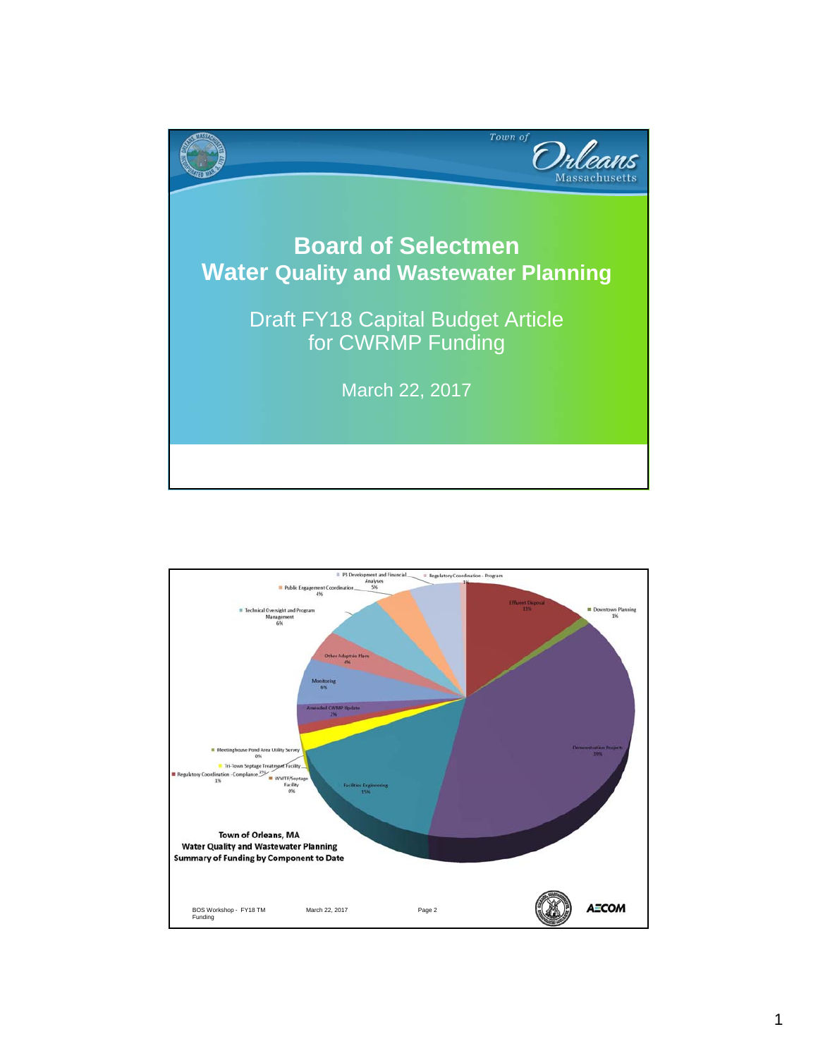# Board of Selectmen
## Water Quality and Wastewater Planning

Draft FY18 Capital Budget Article for CWRMP Funding

March 22, 2017

---

**Town of Orleans, MA**
**Water Quality and Wastewater Planning**
**Summary of Funding by Component to Date**

| Component | Percentage |
|---|---|
| Effluent Disposal | 13% |
| Downtown Planning | 1% |
| Demonstration Projects | 39% |
| Facilities Engineering | 15% |
| WWTF/Septage Facility | 0% |
| Regulatory Coordination - Compliance | 1% |
| Tri-Town Septage Treatment Facility | 2% |
| Meetinghouse Pond Area Utility Survey | 0% |
| Amended CWMP Update | 3% |
| Monitoring | 6% |
| Other Adaptive Plans | 4% |
| Technical Oversight and Program Management | 6% |
| Public Engagement Coordination | 4% |
| PI Development and Financial Analyses | 5% |
| Regulatory Coordination - Program | 1% |

BOS Workshop - FY18 TM Funding | March 22, 2017 | Page 2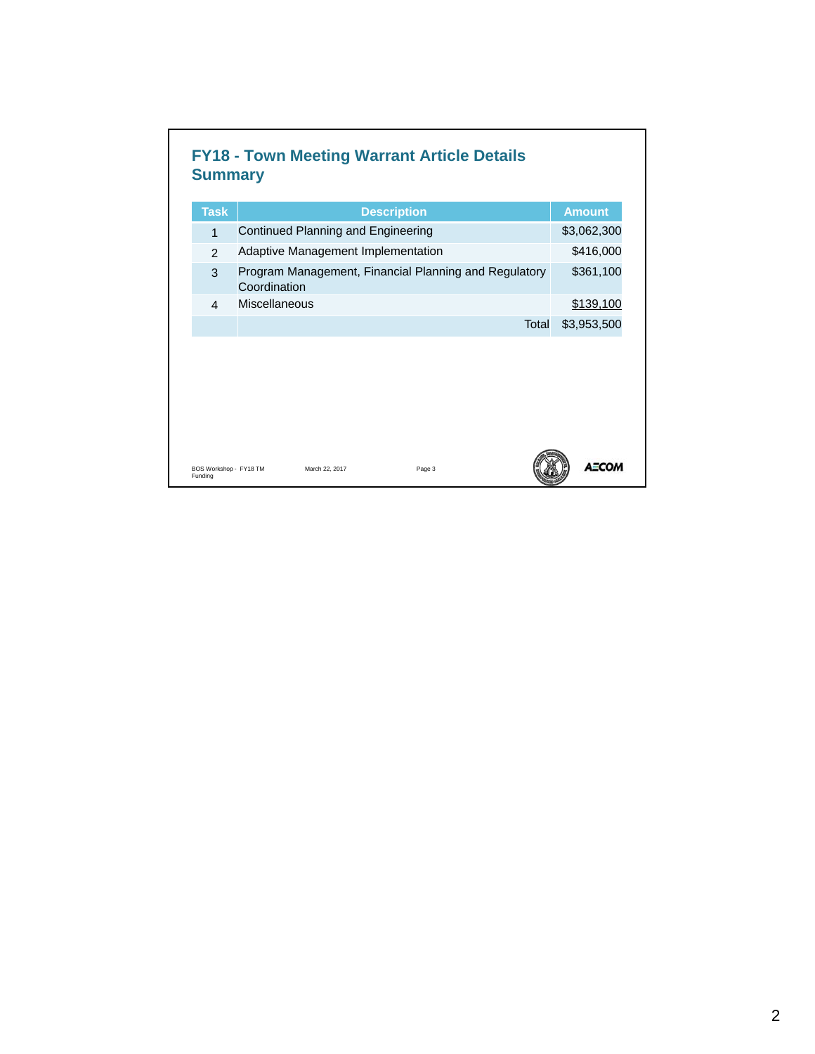## FY18 - Town Meeting Warrant Article Details Summary

| Task | Description | Amount |
|---|---|---|
| 1 | Continued Planning and Engineering | $3,062,300 |
| 2 | Adaptive Management Implementation | $416,000 |
| 3 | Program Management, Financial Planning and Regulatory Coordination | $361,100 |
| 4 | Miscellaneous | $139,100 |
| | Total | $3,953,500 |

BOS Workshop - FY18 TM Funding    March 22, 2017    Page 3

AECOM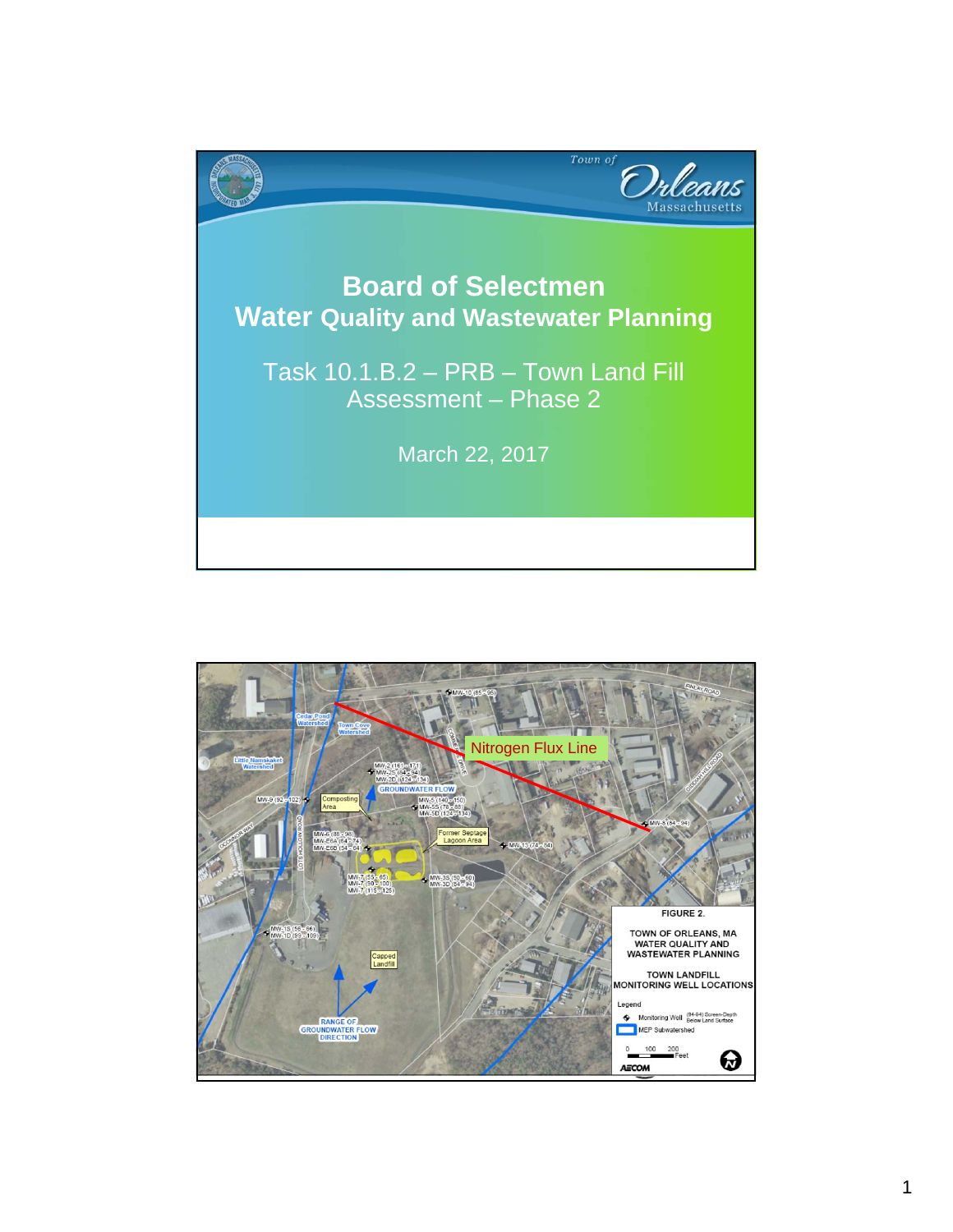# Board of Selectmen
## Water Quality and Wastewater Planning

Task 10.1.B.2 – PRB – Town Land Fill Assessment – Phase 2

March 22, 2017

---

Nitrogen Flux Line

FIGURE 2.

TOWN OF ORLEANS, MA
WATER QUALITY AND WASTEWATER PLANNING

TOWN LANDFILL
MONITORING WELL LOCATIONS

Legend

- Monitoring Well (84-94) Screen-Depth Below Land Surface
- MEP Subwatershed

0 100 200 Feet

AECOM

Cedar Pond Watershed · Town Cove Watershed · Little Namskaket Watershed · Composting Area · Former Septage Lagoon Area · Capped Landfill · GROUNDWATER FLOW · RANGE OF GROUNDWATER FLOW DIRECTION

MW-10 (85 - 95) · MW-2 (161 - 171), MW-2S (84 - 94), MW-2D (124 - 134) · MW-9 (92 - 102) · MW-5 (140 - 150), MW-5S (78 - 88), MW-5D (124 - 134) · MW-6 (86 - 96), MW-E6A (64 - 74), MW-E6B (54 - 64) · MW-13 (74 - 84) · MW-8 (84 - 94) · MW-7 (55 - 65), MW-7 (90 - 100), MW-7 (115 - 125) · MW-3S (50 - 60), MW-3D (84 - 94) · MW-1S (56 - 66), MW-1D (99 - 109)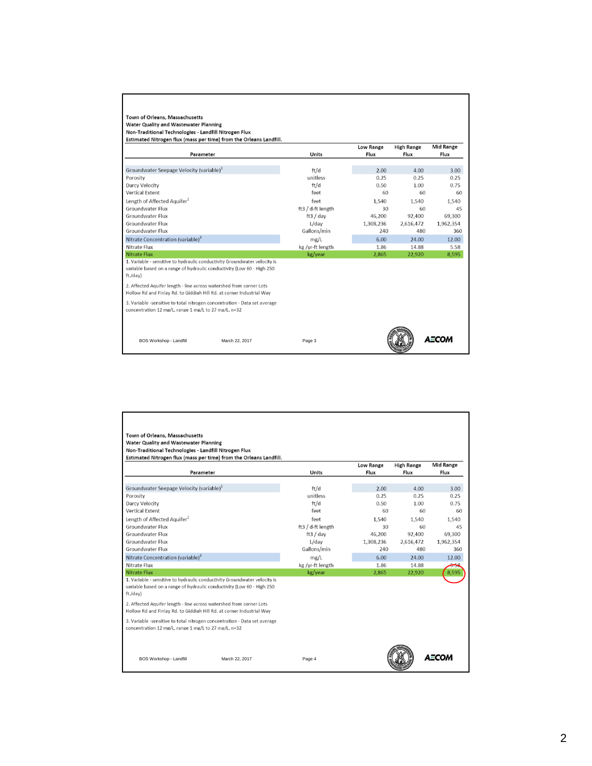**Town of Orleans, Massachusetts**
**Water Quality and Wastewater Planning**
**Non-Traditional Technologies - Landfill Nitrogen Flux**
**Estimated Nitrogen flux (mass per time) from the Orleans Landfill.**

| Parameter | Units | Low Range Flux | High Range Flux | Mid Range Flux |
|---|---|---|---|---|
| Groundwater Seepage Velocity (variable)[1] | ft/d | 2.00 | 4.00 | 3.00 |
| Porosity | unitless | 0.25 | 0.25 | 0.25 |
| Darcy Velocity | ft/d | 0.50 | 1.00 | 0.75 |
| Vertical Extent | feet | 60 | 60 | 60 |
| Length of Affected Aquifer[2] | feet | 1,540 | 1,540 | 1,540 |
| Groundwater Flux | ft3 / d-ft length | 30 | 60 | 45 |
| Groundwater Flux | ft3 / day | 46,200 | 92,400 | 69,300 |
| Groundwater Flux | L/day | 1,308,236 | 2,616,472 | 1,962,354 |
| Groundwater Flux | Gallons/min | 240 | 480 | 360 |
| Nitrate Concentration (variable)[3] | mg/L | 6.00 | 24.00 | 12.00 |
| Nitrate Flux | kg /yr-ft length | 1.86 | 14.88 | 5.58 |
| Nitrate Flux | kg/year | 2,865 | 22,920 | 8,595 |

1. Variable - sensitive to hydraulic conductivity Groundwater velocity is variable based on a range of hydraulic conductivity (Low 60 - High 250 ft./day)

2. Affected Aquifer length - line across watershed from corner Lots Hollow Rd and Finlay Rd. to Giddiah Hill Rd. at corner Industrial Way

3. Variable -sensitive to total nitrogen concentration - Data set average concentration 12 mg/L, range 1 mg/L to 27 mg/L, n=32

BOS Workshop - Landfill March 22, 2017

**Town of Orleans, Massachusetts**
**Water Quality and Wastewater Planning**
**Non-Traditional Technologies - Landfill Nitrogen Flux**
**Estimated Nitrogen flux (mass per time) from the Orleans Landfill.**

| Parameter | Units | Low Range Flux | High Range Flux | Mid Range Flux |
|---|---|---|---|---|
| Groundwater Seepage Velocity (variable)[1] | ft/d | 2.00 | 4.00 | 3.00 |
| Porosity | unitless | 0.25 | 0.25 | 0.25 |
| Darcy Velocity | ft/d | 0.50 | 1.00 | 0.75 |
| Vertical Extent | feet | 60 | 60 | 60 |
| Length of Affected Aquifer[2] | feet | 1,540 | 1,540 | 1,540 |
| Groundwater Flux | ft3 / d-ft length | 30 | 60 | 45 |
| Groundwater Flux | ft3 / day | 46,200 | 92,400 | 69,300 |
| Groundwater Flux | L/day | 1,308,236 | 2,616,472 | 1,962,354 |
| Groundwater Flux | Gallons/min | 240 | 480 | 360 |
| Nitrate Concentration (variable)[3] | mg/L | 6.00 | 24.00 | 12.00 |
| Nitrate Flux | kg /yr-ft length | 1.86 | 14.88 | 5.58 |
| Nitrate Flux | kg/year | 2,865 | 22,920 | 8,595 |

1. Variable - sensitive to hydraulic conductivity Groundwater velocity is variable based on a range of hydraulic conductivity (Low 60 - High 250 ft./day)

2. Affected Aquifer length - line across watershed from corner Lots Hollow Rd and Finlay Rd. to Giddiah Hill Rd. at corner Industrial Way

3. Variable -sensitive to total nitrogen concentration - Data set average concentration 12 mg/L, range 1 mg/L to 27 mg/L, n=32

BOS Workshop - Landfill March 22, 2017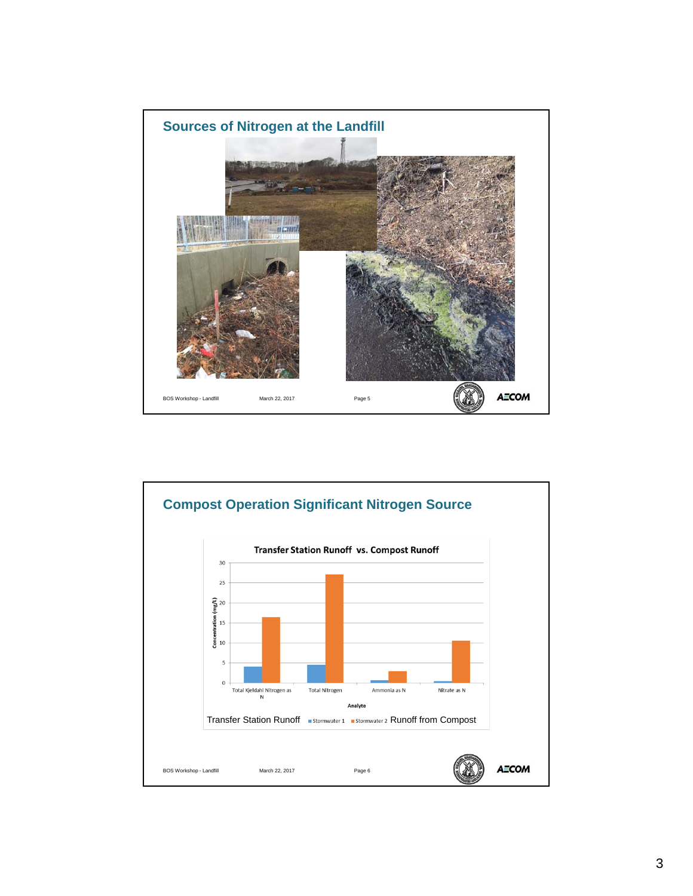## Sources of Nitrogen at the Landfill

## Compost Operation Significant Nitrogen Source

**Transfer Station Runoff vs. Compost Runoff**

Concentration (mg/L)

Total Kjeldahl Nitrogen as N | Total Nitrogen | Ammonia as N | Nitrate as N

Analyte

Transfer Station Runoff ■ Stormwater 1 ■ Stormwater 2 Runoff from Compost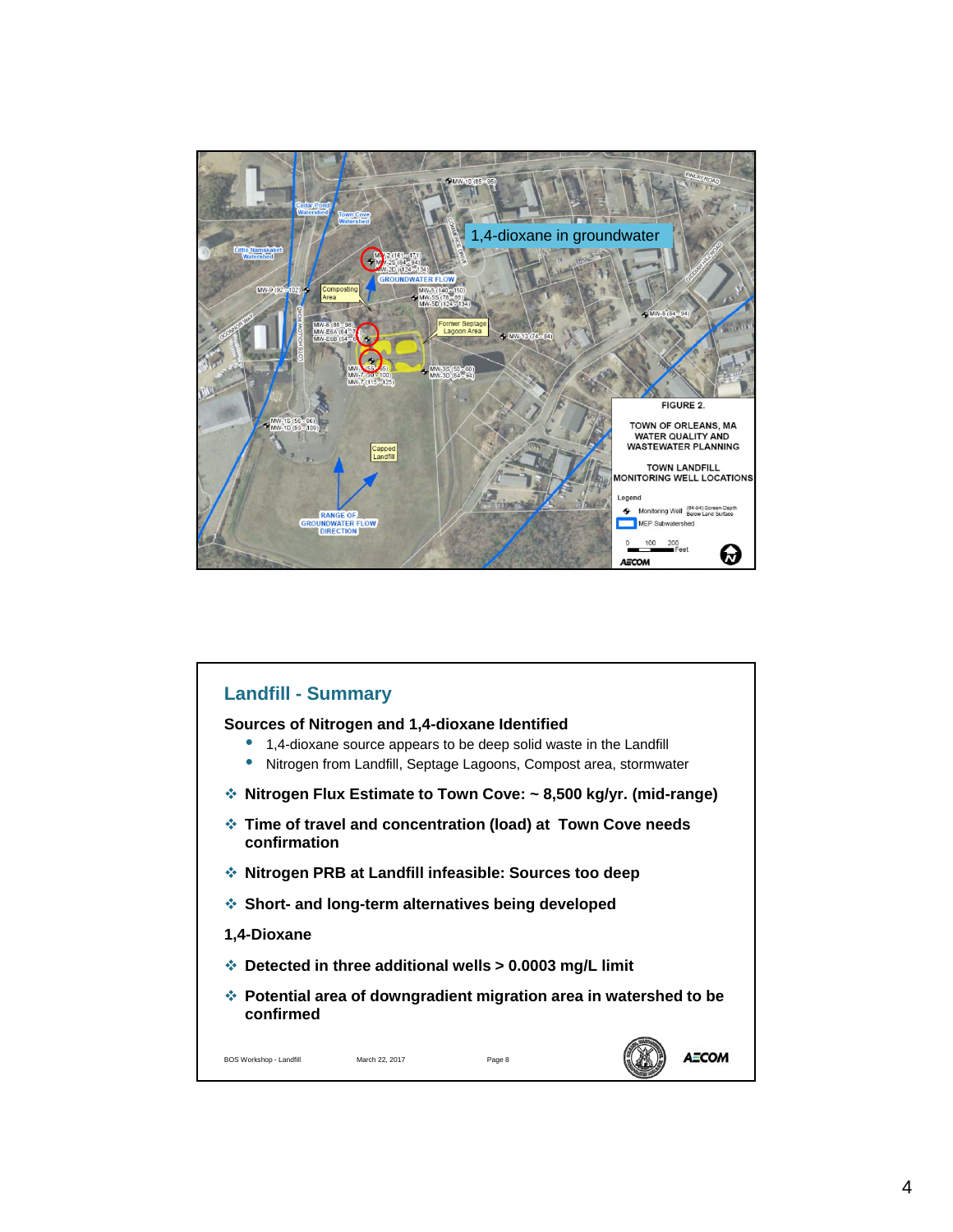1,4-dioxane in groundwater

FIGURE 2.

TOWN OF ORLEANS, MA
WATER QUALITY AND
WASTEWATER PLANNING

TOWN LANDFILL
MONITORING WELL LOCATIONS

## Landfill - Summary

**Sources of Nitrogen and 1,4-dioxane Identified**

- 1,4-dioxane source appears to be deep solid waste in the Landfill
- Nitrogen from Landfill, Septage Lagoons, Compost area, stormwater

- **Nitrogen Flux Estimate to Town Cove: ~ 8,500 kg/yr. (mid-range)**
- **Time of travel and concentration (load) at Town Cove needs confirmation**
- **Nitrogen PRB at Landfill infeasible: Sources too deep**
- **Short- and long-term alternatives being developed**

**1,4-Dioxane**

- **Detected in three additional wells > 0.0003 mg/L limit**
- **Potential area of downgradient migration area in watershed to be confirmed**

BOS Workshop - Landfill | March 22, 2017 | Page 8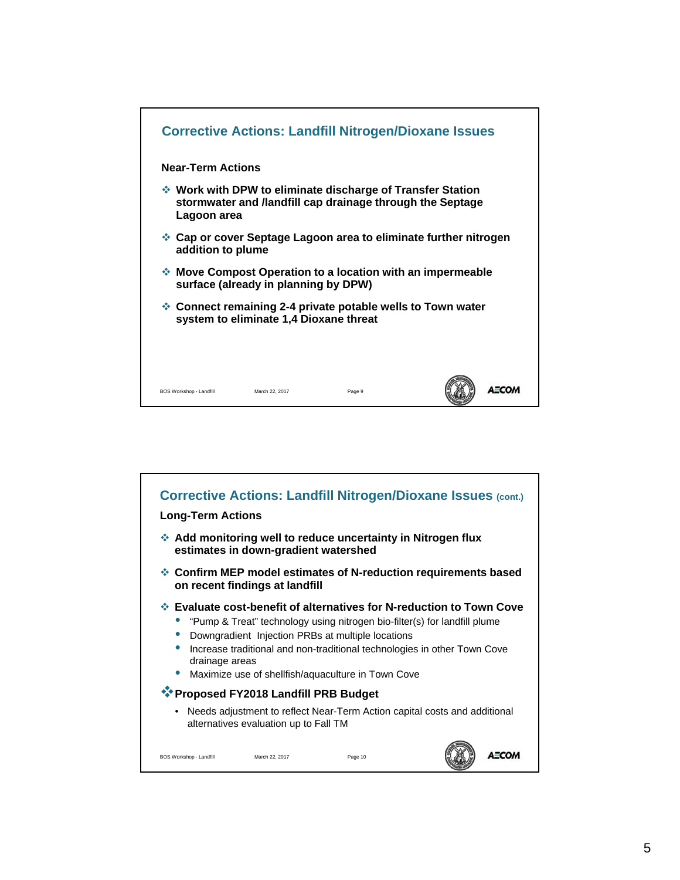## Corrective Actions: Landfill Nitrogen/Dioxane Issues

**Near-Term Actions**

- **Work with DPW to eliminate discharge of Transfer Station stormwater and /landfill cap drainage through the Septage Lagoon area**
- **Cap or cover Septage Lagoon area to eliminate further nitrogen addition to plume**
- **Move Compost Operation to a location with an impermeable surface (already in planning by DPW)**
- **Connect remaining 2-4 private potable wells to Town water system to eliminate 1,4 Dioxane threat**

## Corrective Actions: Landfill Nitrogen/Dioxane Issues (cont.)

**Long-Term Actions**

- **Add monitoring well to reduce uncertainty in Nitrogen flux estimates in down-gradient watershed**
- **Confirm MEP model estimates of N-reduction requirements based on recent findings at landfill**
- **Evaluate cost-benefit of alternatives for N-reduction to Town Cove**
  - "Pump & Treat" technology using nitrogen bio-filter(s) for landfill plume
  - Downgradient Injection PRBs at multiple locations
  - Increase traditional and non-traditional technologies in other Town Cove drainage areas
  - Maximize use of shellfish/aquaculture in Town Cove
- **Proposed FY2018 Landfill PRB Budget**
  - Needs adjustment to reflect Near-Term Action capital costs and additional alternatives evaluation up to Fall TM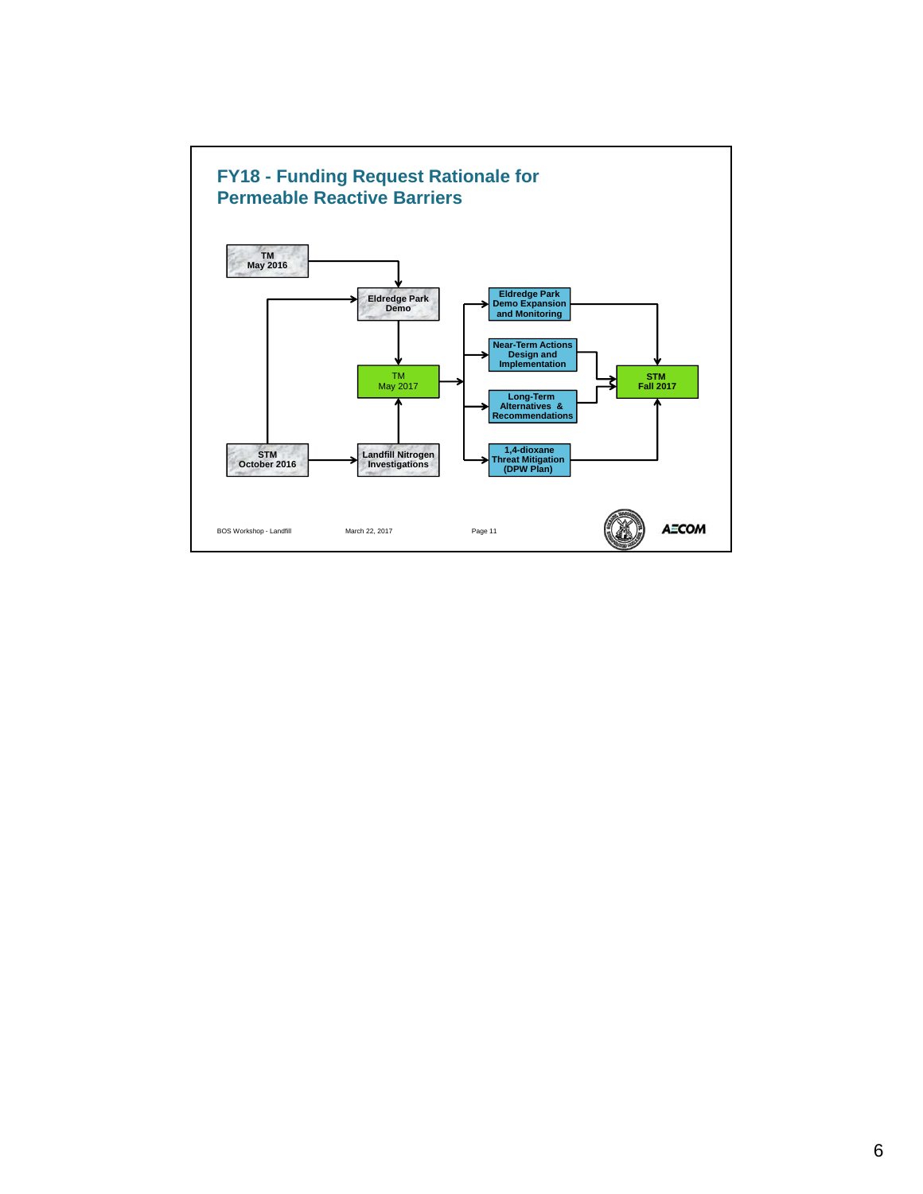## FY18 - Funding Request Rationale for Permeable Reactive Barriers

- TM May 2016 → Eldredge Park Demo
- STM October 2016 → Eldredge Park Demo
- STM October 2016 → Landfill Nitrogen Investigations
- Eldredge Park Demo → TM May 2017
- Landfill Nitrogen Investigations → TM May 2017
- TM May 2017 → Eldredge Park Demo Expansion and Monitoring
- TM May 2017 → Near-Term Actions Design and Implementation
- TM May 2017 → Long-Term Alternatives & Recommendations
- TM May 2017 → 1,4-dioxane Threat Mitigation (DPW Plan)
- Eldredge Park Demo Expansion and Monitoring → STM Fall 2017
- Near-Term Actions Design and Implementation → STM Fall 2017
- Long-Term Alternatives & Recommendations → STM Fall 2017
- 1,4-dioxane Threat Mitigation (DPW Plan) → STM Fall 2017

BOS Workshop - Landfill | March 22, 2017 | Page 11

AECOM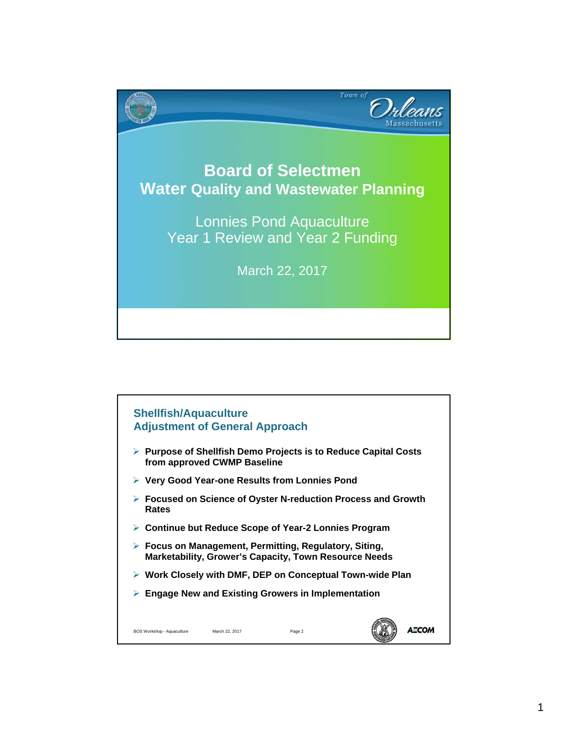# Board of Selectmen
## Water Quality and Wastewater Planning

Lonnies Pond Aquaculture
Year 1 Review and Year 2 Funding

March 22, 2017

---

## Shellfish/Aquaculture
## Adjustment of General Approach

- **Purpose of Shellfish Demo Projects is to Reduce Capital Costs from approved CWMP Baseline**
- **Very Good Year-one Results from Lonnies Pond**
- **Focused on Science of Oyster N-reduction Process and Growth Rates**
- **Continue but Reduce Scope of Year-2 Lonnies Program**
- **Focus on Management, Permitting, Regulatory, Siting, Marketability, Grower's Capacity, Town Resource Needs**
- **Work Closely with DMF, DEP on Conceptual Town-wide Plan**
- **Engage New and Existing Growers in Implementation**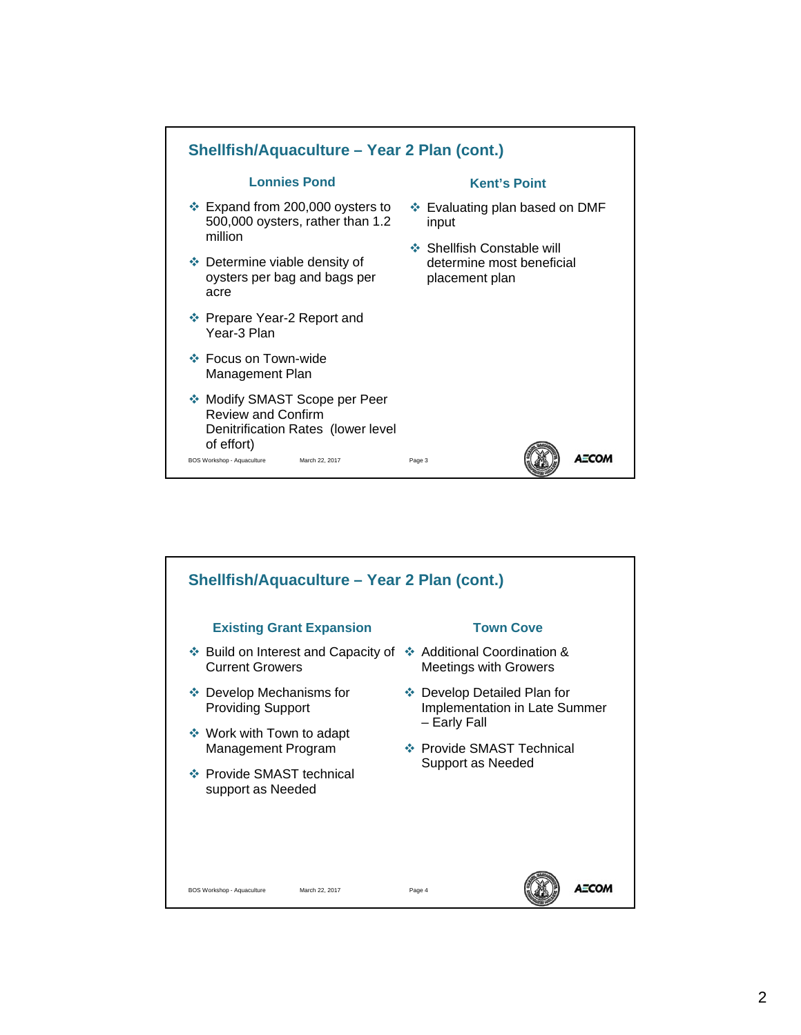## Shellfish/Aquaculture – Year 2 Plan (cont.)

### Lonnies Pond

- Expand from 200,000 oysters to 500,000 oysters, rather than 1.2 million
- Determine viable density of oysters per bag and bags per acre
- Prepare Year-2 Report and Year-3 Plan
- Focus on Town-wide Management Plan
- Modify SMAST Scope per Peer Review and Confirm Denitrification Rates (lower level of effort)

### Kent's Point

- Evaluating plan based on DMF input
- Shellfish Constable will determine most beneficial placement plan

BOS Workshop - Aquaculture March 22, 2017 Page 3

## Shellfish/Aquaculture – Year 2 Plan (cont.)

### Existing Grant Expansion

- Build on Interest and Capacity of Current Growers
- Develop Mechanisms for Providing Support
- Work with Town to adapt Management Program
- Provide SMAST technical support as Needed

### Town Cove

- Additional Coordination & Meetings with Growers
- Develop Detailed Plan for Implementation in Late Summer – Early Fall
- Provide SMAST Technical Support as Needed

BOS Workshop - Aquaculture March 22, 2017 Page 4